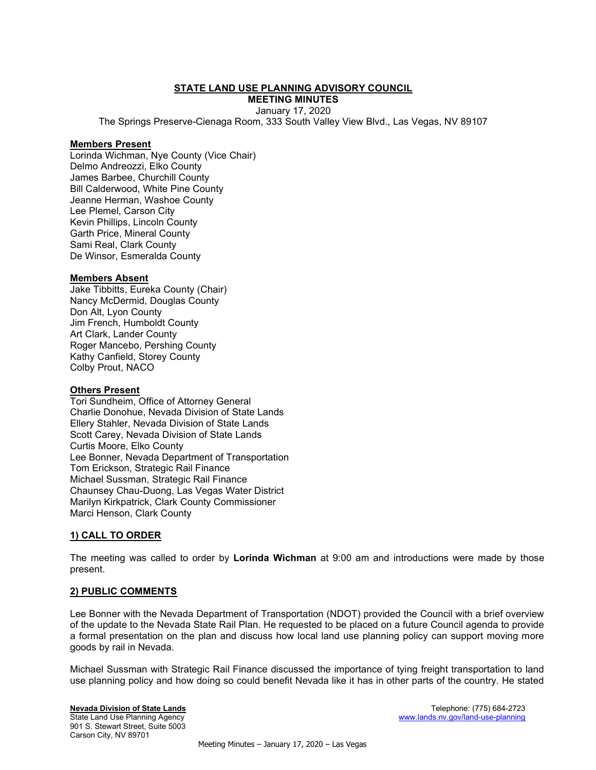# STATE LAND USE PLANNING ADVISORY COUNCIL

## MEETING MINUTES

January 17, 2020

The Springs Preserve-Cienaga Room, 333 South Valley View Blvd., Las Vegas, NV 89107

### Members Present

Lorinda Wichman, Nye County (Vice Chair)
Delmo Andreozzi, Elko County
James Barbee, Churchill County
Bill Calderwood, White Pine County
Jeanne Herman, Washoe County
Lee Plemel, Carson City
Kevin Phillips, Lincoln County
Garth Price, Mineral County
Sami Real, Clark County
De Winsor, Esmeralda County

### Members Absent

Jake Tibbitts, Eureka County (Chair)
Nancy McDermid, Douglas County
Don Alt, Lyon County
Jim French, Humboldt County
Art Clark, Lander County
Roger Mancebo, Pershing County
Kathy Canfield, Storey County
Colby Prout, NACO

### Others Present

Tori Sundheim, Office of Attorney General
Charlie Donohue, Nevada Division of State Lands
Ellery Stahler, Nevada Division of State Lands
Scott Carey, Nevada Division of State Lands
Curtis Moore, Elko County
Lee Bonner, Nevada Department of Transportation
Tom Erickson, Strategic Rail Finance
Michael Sussman, Strategic Rail Finance
Chaunsey Chau-Duong, Las Vegas Water District
Marilyn Kirkpatrick, Clark County Commissioner
Marci Henson, Clark County

### 1) CALL TO ORDER

The meeting was called to order by **Lorinda Wichman** at 9:00 am and introductions were made by those present.

### 2) PUBLIC COMMENTS

Lee Bonner with the Nevada Department of Transportation (NDOT) provided the Council with a brief overview of the update to the Nevada State Rail Plan. He requested to be placed on a future Council agenda to provide a formal presentation on the plan and discuss how local land use planning policy can support moving more goods by rail in Nevada.

Michael Sussman with Strategic Rail Finance discussed the importance of tying freight transportation to land use planning policy and how doing so could benefit Nevada like it has in other parts of the country. He stated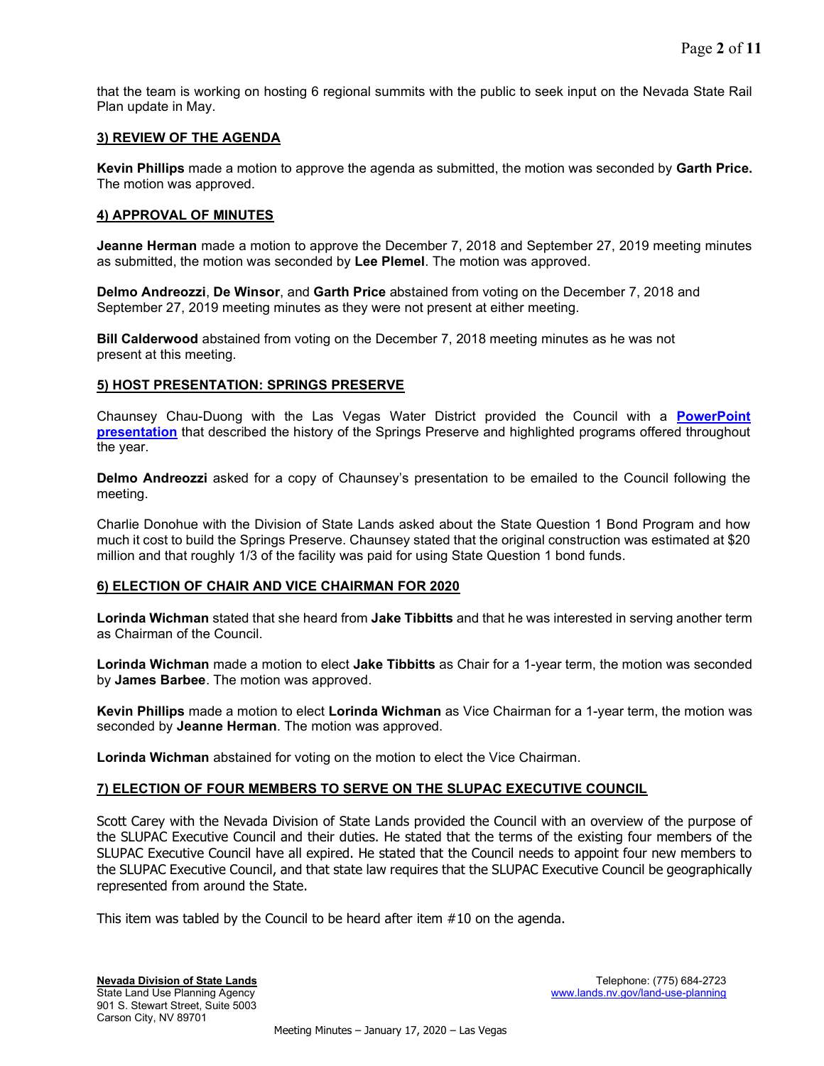that the team is working on hosting 6 regional summits with the public to seek input on the Nevada State Rail Plan update in May.

## 3) REVIEW OF THE AGENDA

**Kevin Phillips** made a motion to approve the agenda as submitted, the motion was seconded by **Garth Price.** The motion was approved.

## 4) APPROVAL OF MINUTES

**Jeanne Herman** made a motion to approve the December 7, 2018 and September 27, 2019 meeting minutes as submitted, the motion was seconded by **Lee Plemel**. The motion was approved.

**Delmo Andreozzi**, **De Winsor**, and **Garth Price** abstained from voting on the December 7, 2018 and September 27, 2019 meeting minutes as they were not present at either meeting.

**Bill Calderwood** abstained from voting on the December 7, 2018 meeting minutes as he was not present at this meeting.

## 5) HOST PRESENTATION: SPRINGS PRESERVE

Chaunsey Chau-Duong with the Las Vegas Water District provided the Council with a **PowerPoint presentation** that described the history of the Springs Preserve and highlighted programs offered throughout the year.

**Delmo Andreozzi** asked for a copy of Chaunsey's presentation to be emailed to the Council following the meeting.

Charlie Donohue with the Division of State Lands asked about the State Question 1 Bond Program and how much it cost to build the Springs Preserve. Chaunsey stated that the original construction was estimated at $20 million and that roughly 1/3 of the facility was paid for using State Question 1 bond funds.

## 6) ELECTION OF CHAIR AND VICE CHAIRMAN FOR 2020

**Lorinda Wichman** stated that she heard from **Jake Tibbitts** and that he was interested in serving another term as Chairman of the Council.

**Lorinda Wichman** made a motion to elect **Jake Tibbitts** as Chair for a 1-year term, the motion was seconded by **James Barbee**. The motion was approved.

**Kevin Phillips** made a motion to elect **Lorinda Wichman** as Vice Chairman for a 1-year term, the motion was seconded by **Jeanne Herman**. The motion was approved.

**Lorinda Wichman** abstained for voting on the motion to elect the Vice Chairman.

## 7) ELECTION OF FOUR MEMBERS TO SERVE ON THE SLUPAC EXECUTIVE COUNCIL

Scott Carey with the Nevada Division of State Lands provided the Council with an overview of the purpose of the SLUPAC Executive Council and their duties. He stated that the terms of the existing four members of the SLUPAC Executive Council have all expired. He stated that the Council needs to appoint four new members to the SLUPAC Executive Council, and that state law requires that the SLUPAC Executive Council be geographically represented from around the State.

This item was tabled by the Council to be heard after item #10 on the agenda.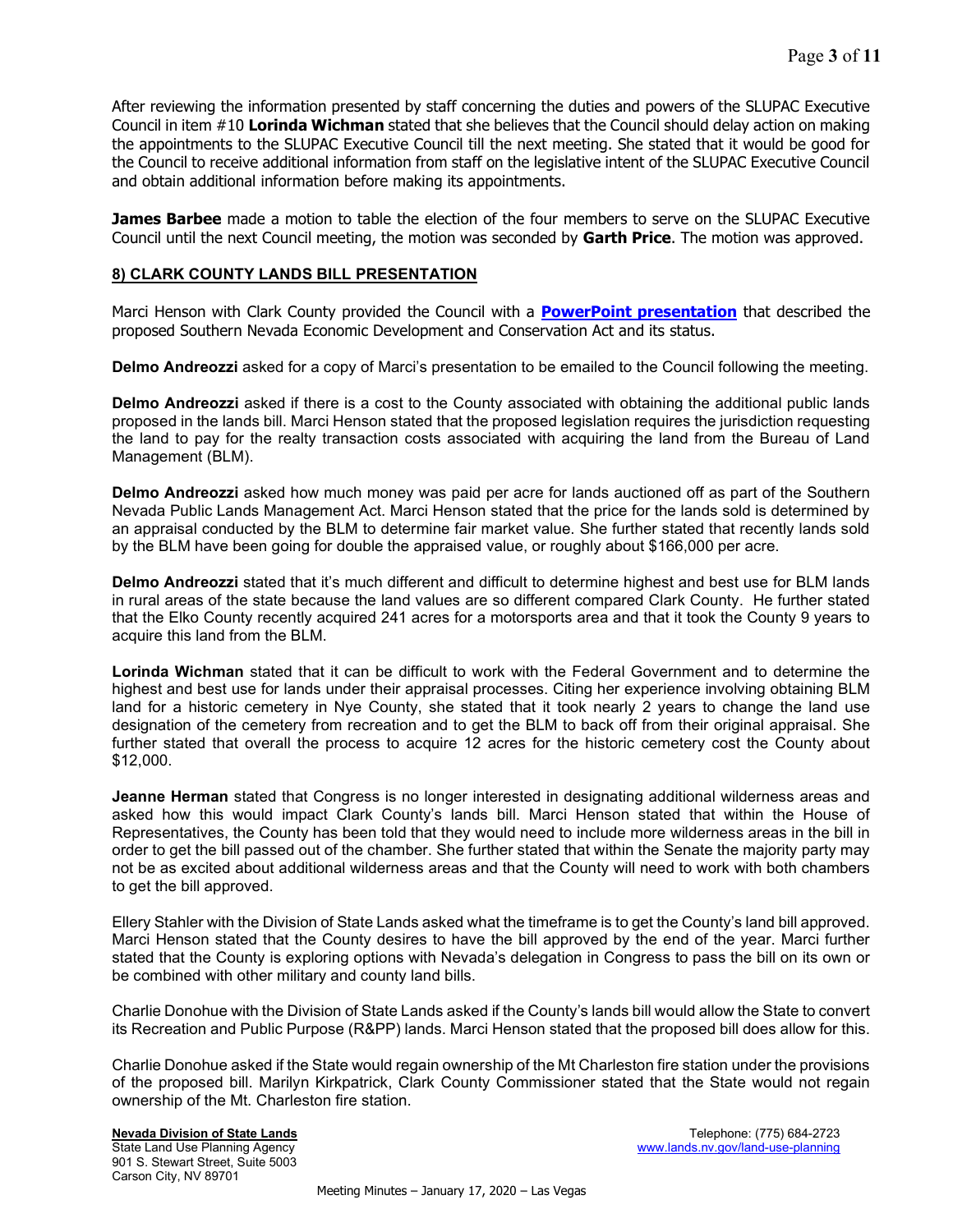After reviewing the information presented by staff concerning the duties and powers of the SLUPAC Executive Council in item #10 **Lorinda Wichman** stated that she believes that the Council should delay action on making the appointments to the SLUPAC Executive Council till the next meeting. She stated that it would be good for the Council to receive additional information from staff on the legislative intent of the SLUPAC Executive Council and obtain additional information before making its appointments.

**James Barbee** made a motion to table the election of the four members to serve on the SLUPAC Executive Council until the next Council meeting, the motion was seconded by **Garth Price**. The motion was approved.

## 8) CLARK COUNTY LANDS BILL PRESENTATION

Marci Henson with Clark County provided the Council with a **PowerPoint presentation** that described the proposed Southern Nevada Economic Development and Conservation Act and its status.

**Delmo Andreozzi** asked for a copy of Marci's presentation to be emailed to the Council following the meeting.

**Delmo Andreozzi** asked if there is a cost to the County associated with obtaining the additional public lands proposed in the lands bill. Marci Henson stated that the proposed legislation requires the jurisdiction requesting the land to pay for the realty transaction costs associated with acquiring the land from the Bureau of Land Management (BLM).

**Delmo Andreozzi** asked how much money was paid per acre for lands auctioned off as part of the Southern Nevada Public Lands Management Act. Marci Henson stated that the price for the lands sold is determined by an appraisal conducted by the BLM to determine fair market value. She further stated that recently lands sold by the BLM have been going for double the appraised value, or roughly about $166,000 per acre.

**Delmo Andreozzi** stated that it's much different and difficult to determine highest and best use for BLM lands in rural areas of the state because the land values are so different compared Clark County. He further stated that the Elko County recently acquired 241 acres for a motorsports area and that it took the County 9 years to acquire this land from the BLM.

**Lorinda Wichman** stated that it can be difficult to work with the Federal Government and to determine the highest and best use for lands under their appraisal processes. Citing her experience involving obtaining BLM land for a historic cemetery in Nye County, she stated that it took nearly 2 years to change the land use designation of the cemetery from recreation and to get the BLM to back off from their original appraisal. She further stated that overall the process to acquire 12 acres for the historic cemetery cost the County about $12,000.

**Jeanne Herman** stated that Congress is no longer interested in designating additional wilderness areas and asked how this would impact Clark County's lands bill. Marci Henson stated that within the House of Representatives, the County has been told that they would need to include more wilderness areas in the bill in order to get the bill passed out of the chamber. She further stated that within the Senate the majority party may not be as excited about additional wilderness areas and that the County will need to work with both chambers to get the bill approved.

Ellery Stahler with the Division of State Lands asked what the timeframe is to get the County's land bill approved. Marci Henson stated that the County desires to have the bill approved by the end of the year. Marci further stated that the County is exploring options with Nevada's delegation in Congress to pass the bill on its own or be combined with other military and county land bills.

Charlie Donohue with the Division of State Lands asked if the County's lands bill would allow the State to convert its Recreation and Public Purpose (R&PP) lands. Marci Henson stated that the proposed bill does allow for this.

Charlie Donohue asked if the State would regain ownership of the Mt Charleston fire station under the provisions of the proposed bill. Marilyn Kirkpatrick, Clark County Commissioner stated that the State would not regain ownership of the Mt. Charleston fire station.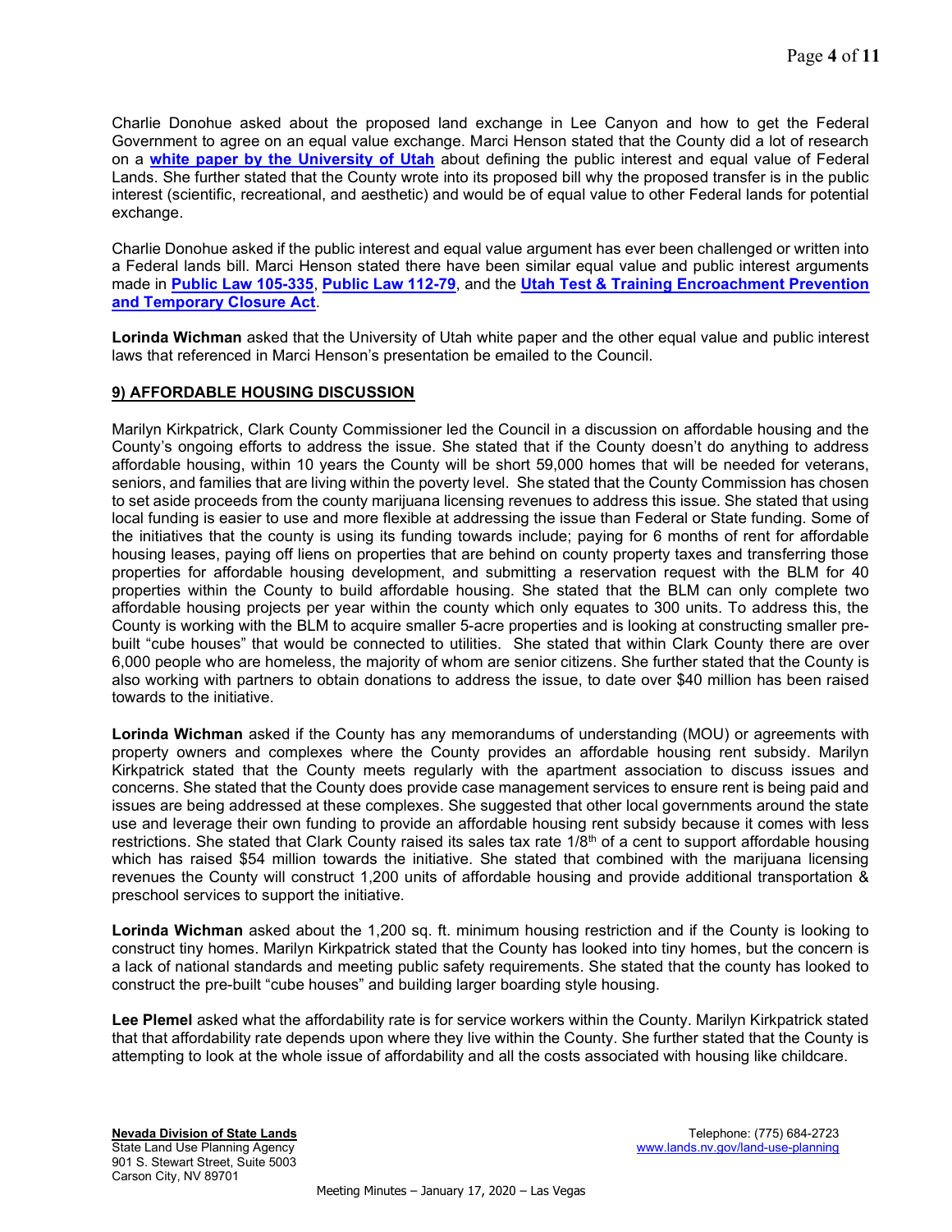Charlie Donohue asked about the proposed land exchange in Lee Canyon and how to get the Federal Government to agree on an equal value exchange. Marci Henson stated that the County did a lot of research on a **white paper by the University of Utah** about defining the public interest and equal value of Federal Lands. She further stated that the County wrote into its proposed bill why the proposed transfer is in the public interest (scientific, recreational, and aesthetic) and would be of equal value to other Federal lands for potential exchange.

Charlie Donohue asked if the public interest and equal value argument has ever been challenged or written into a Federal lands bill. Marci Henson stated there have been similar equal value and public interest arguments made in **Public Law 105-335**, **Public Law 112-79**, and the **Utah Test & Training Encroachment Prevention and Temporary Closure Act**.

**Lorinda Wichman** asked that the University of Utah white paper and the other equal value and public interest laws that referenced in Marci Henson's presentation be emailed to the Council.

## 9) AFFORDABLE HOUSING DISCUSSION

Marilyn Kirkpatrick, Clark County Commissioner led the Council in a discussion on affordable housing and the County's ongoing efforts to address the issue. She stated that if the County doesn't do anything to address affordable housing, within 10 years the County will be short 59,000 homes that will be needed for veterans, seniors, and families that are living within the poverty level. She stated that the County Commission has chosen to set aside proceeds from the county marijuana licensing revenues to address this issue. She stated that using local funding is easier to use and more flexible at addressing the issue than Federal or State funding. Some of the initiatives that the county is using its funding towards include; paying for 6 months of rent for affordable housing leases, paying off liens on properties that are behind on county property taxes and transferring those properties for affordable housing development, and submitting a reservation request with the BLM for 40 properties within the County to build affordable housing. She stated that the BLM can only complete two affordable housing projects per year within the county which only equates to 300 units. To address this, the County is working with the BLM to acquire smaller 5-acre properties and is looking at constructing smaller pre-built "cube houses" that would be connected to utilities. She stated that within Clark County there are over 6,000 people who are homeless, the majority of whom are senior citizens. She further stated that the County is also working with partners to obtain donations to address the issue, to date over $40 million has been raised towards to the initiative.

**Lorinda Wichman** asked if the County has any memorandums of understanding (MOU) or agreements with property owners and complexes where the County provides an affordable housing rent subsidy. Marilyn Kirkpatrick stated that the County meets regularly with the apartment association to discuss issues and concerns. She stated that the County does provide case management services to ensure rent is being paid and issues are being addressed at these complexes. She suggested that other local governments around the state use and leverage their own funding to provide an affordable housing rent subsidy because it comes with less restrictions. She stated that Clark County raised its sales tax rate 1/8th of a cent to support affordable housing which has raised $54 million towards the initiative. She stated that combined with the marijuana licensing revenues the County will construct 1,200 units of affordable housing and provide additional transportation & preschool services to support the initiative.

**Lorinda Wichman** asked about the 1,200 sq. ft. minimum housing restriction and if the County is looking to construct tiny homes. Marilyn Kirkpatrick stated that the County has looked into tiny homes, but the concern is a lack of national standards and meeting public safety requirements. She stated that the county has looked to construct the pre-built "cube houses" and building larger boarding style housing.

**Lee Plemel** asked what the affordability rate is for service workers within the County. Marilyn Kirkpatrick stated that that affordability rate depends upon where they live within the County. She further stated that the County is attempting to look at the whole issue of affordability and all the costs associated with housing like childcare.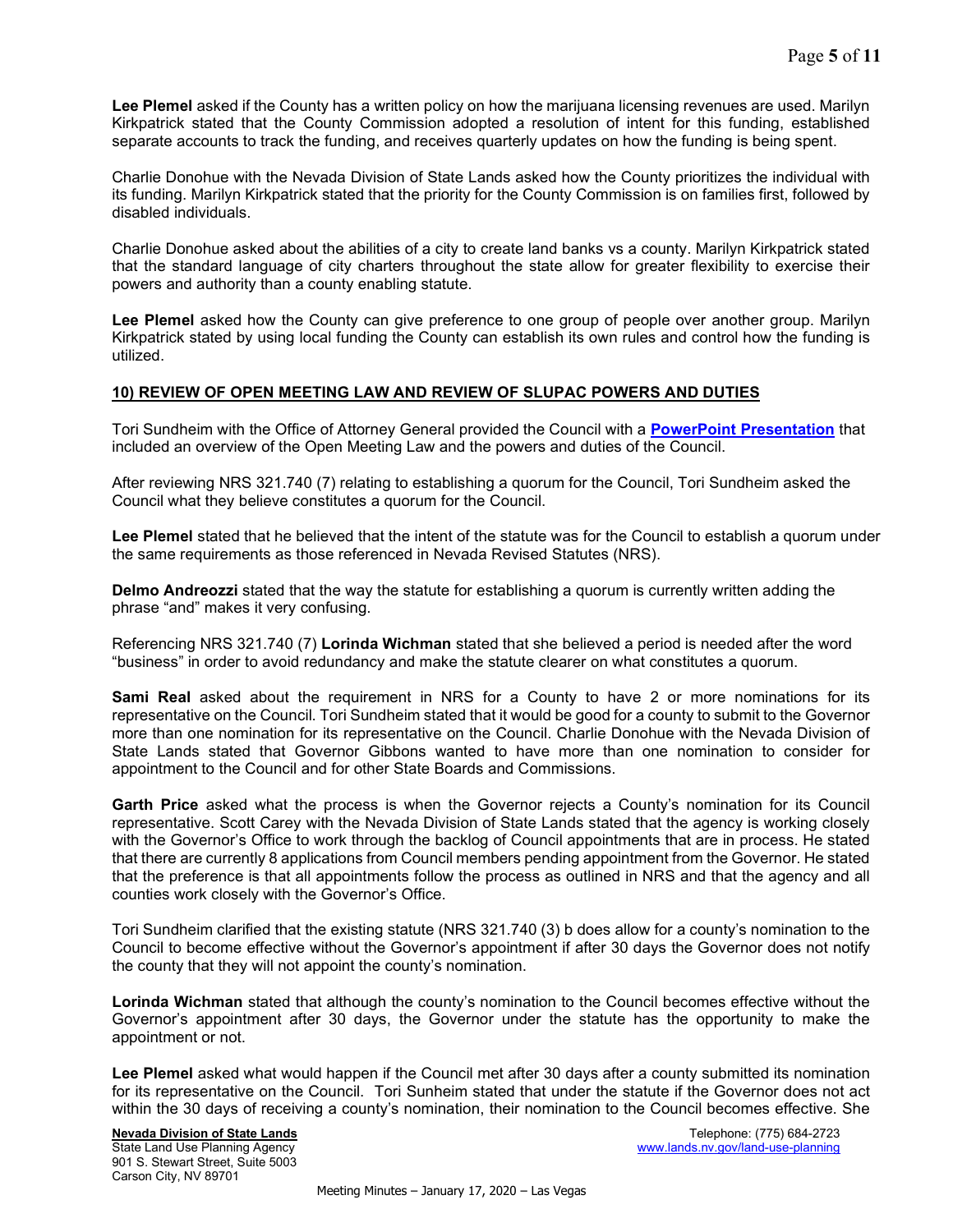**Lee Plemel** asked if the County has a written policy on how the marijuana licensing revenues are used. Marilyn Kirkpatrick stated that the County Commission adopted a resolution of intent for this funding, established separate accounts to track the funding, and receives quarterly updates on how the funding is being spent.

Charlie Donohue with the Nevada Division of State Lands asked how the County prioritizes the individual with its funding. Marilyn Kirkpatrick stated that the priority for the County Commission is on families first, followed by disabled individuals.

Charlie Donohue asked about the abilities of a city to create land banks vs a county. Marilyn Kirkpatrick stated that the standard language of city charters throughout the state allow for greater flexibility to exercise their powers and authority than a county enabling statute.

**Lee Plemel** asked how the County can give preference to one group of people over another group. Marilyn Kirkpatrick stated by using local funding the County can establish its own rules and control how the funding is utilized.

## 10) REVIEW OF OPEN MEETING LAW AND REVIEW OF SLUPAC POWERS AND DUTIES

Tori Sundheim with the Office of Attorney General provided the Council with a **PowerPoint Presentation** that included an overview of the Open Meeting Law and the powers and duties of the Council.

After reviewing NRS 321.740 (7) relating to establishing a quorum for the Council, Tori Sundheim asked the Council what they believe constitutes a quorum for the Council.

**Lee Plemel** stated that he believed that the intent of the statute was for the Council to establish a quorum under the same requirements as those referenced in Nevada Revised Statutes (NRS).

**Delmo Andreozzi** stated that the way the statute for establishing a quorum is currently written adding the phrase "and" makes it very confusing.

Referencing NRS 321.740 (7) **Lorinda Wichman** stated that she believed a period is needed after the word "business" in order to avoid redundancy and make the statute clearer on what constitutes a quorum.

**Sami Real** asked about the requirement in NRS for a County to have 2 or more nominations for its representative on the Council. Tori Sundheim stated that it would be good for a county to submit to the Governor more than one nomination for its representative on the Council. Charlie Donohue with the Nevada Division of State Lands stated that Governor Gibbons wanted to have more than one nomination to consider for appointment to the Council and for other State Boards and Commissions.

**Garth Price** asked what the process is when the Governor rejects a County's nomination for its Council representative. Scott Carey with the Nevada Division of State Lands stated that the agency is working closely with the Governor's Office to work through the backlog of Council appointments that are in process. He stated that there are currently 8 applications from Council members pending appointment from the Governor. He stated that the preference is that all appointments follow the process as outlined in NRS and that the agency and all counties work closely with the Governor's Office.

Tori Sundheim clarified that the existing statute (NRS 321.740 (3) b does allow for a county's nomination to the Council to become effective without the Governor's appointment if after 30 days the Governor does not notify the county that they will not appoint the county's nomination.

**Lorinda Wichman** stated that although the county's nomination to the Council becomes effective without the Governor's appointment after 30 days, the Governor under the statute has the opportunity to make the appointment or not.

**Lee Plemel** asked what would happen if the Council met after 30 days after a county submitted its nomination for its representative on the Council. Tori Sunheim stated that under the statute if the Governor does not act within the 30 days of receiving a county's nomination, their nomination to the Council becomes effective. She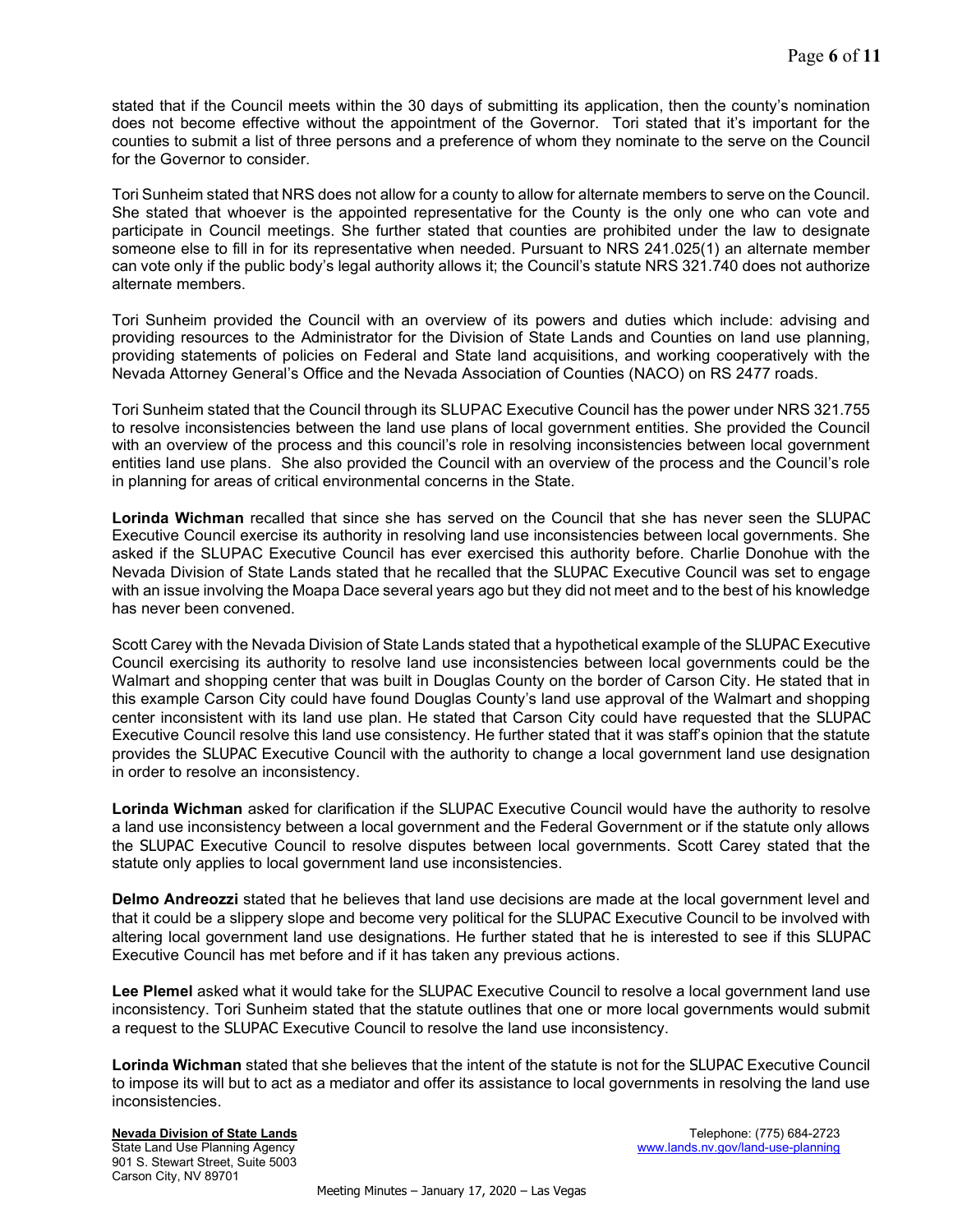stated that if the Council meets within the 30 days of submitting its application, then the county's nomination does not become effective without the appointment of the Governor. Tori stated that it's important for the counties to submit a list of three persons and a preference of whom they nominate to the serve on the Council for the Governor to consider.

Tori Sunheim stated that NRS does not allow for a county to allow for alternate members to serve on the Council. She stated that whoever is the appointed representative for the County is the only one who can vote and participate in Council meetings. She further stated that counties are prohibited under the law to designate someone else to fill in for its representative when needed. Pursuant to NRS 241.025(1) an alternate member can vote only if the public body's legal authority allows it; the Council's statute NRS 321.740 does not authorize alternate members.

Tori Sunheim provided the Council with an overview of its powers and duties which include: advising and providing resources to the Administrator for the Division of State Lands and Counties on land use planning, providing statements of policies on Federal and State land acquisitions, and working cooperatively with the Nevada Attorney General's Office and the Nevada Association of Counties (NACO) on RS 2477 roads.

Tori Sunheim stated that the Council through its SLUPAC Executive Council has the power under NRS 321.755 to resolve inconsistencies between the land use plans of local government entities. She provided the Council with an overview of the process and this council's role in resolving inconsistencies between local government entities land use plans. She also provided the Council with an overview of the process and the Council's role in planning for areas of critical environmental concerns in the State.

**Lorinda Wichman** recalled that since she has served on the Council that she has never seen the SLUPAC Executive Council exercise its authority in resolving land use inconsistencies between local governments. She asked if the SLUPAC Executive Council has ever exercised this authority before. Charlie Donohue with the Nevada Division of State Lands stated that he recalled that the SLUPAC Executive Council was set to engage with an issue involving the Moapa Dace several years ago but they did not meet and to the best of his knowledge has never been convened.

Scott Carey with the Nevada Division of State Lands stated that a hypothetical example of the SLUPAC Executive Council exercising its authority to resolve land use inconsistencies between local governments could be the Walmart and shopping center that was built in Douglas County on the border of Carson City. He stated that in this example Carson City could have found Douglas County's land use approval of the Walmart and shopping center inconsistent with its land use plan. He stated that Carson City could have requested that the SLUPAC Executive Council resolve this land use consistency. He further stated that it was staff's opinion that the statute provides the SLUPAC Executive Council with the authority to change a local government land use designation in order to resolve an inconsistency.

**Lorinda Wichman** asked for clarification if the SLUPAC Executive Council would have the authority to resolve a land use inconsistency between a local government and the Federal Government or if the statute only allows the SLUPAC Executive Council to resolve disputes between local governments. Scott Carey stated that the statute only applies to local government land use inconsistencies.

**Delmo Andreozzi** stated that he believes that land use decisions are made at the local government level and that it could be a slippery slope and become very political for the SLUPAC Executive Council to be involved with altering local government land use designations. He further stated that he is interested to see if this SLUPAC Executive Council has met before and if it has taken any previous actions.

**Lee Plemel** asked what it would take for the SLUPAC Executive Council to resolve a local government land use inconsistency. Tori Sunheim stated that the statute outlines that one or more local governments would submit a request to the SLUPAC Executive Council to resolve the land use inconsistency.

**Lorinda Wichman** stated that she believes that the intent of the statute is not for the SLUPAC Executive Council to impose its will but to act as a mediator and offer its assistance to local governments in resolving the land use inconsistencies.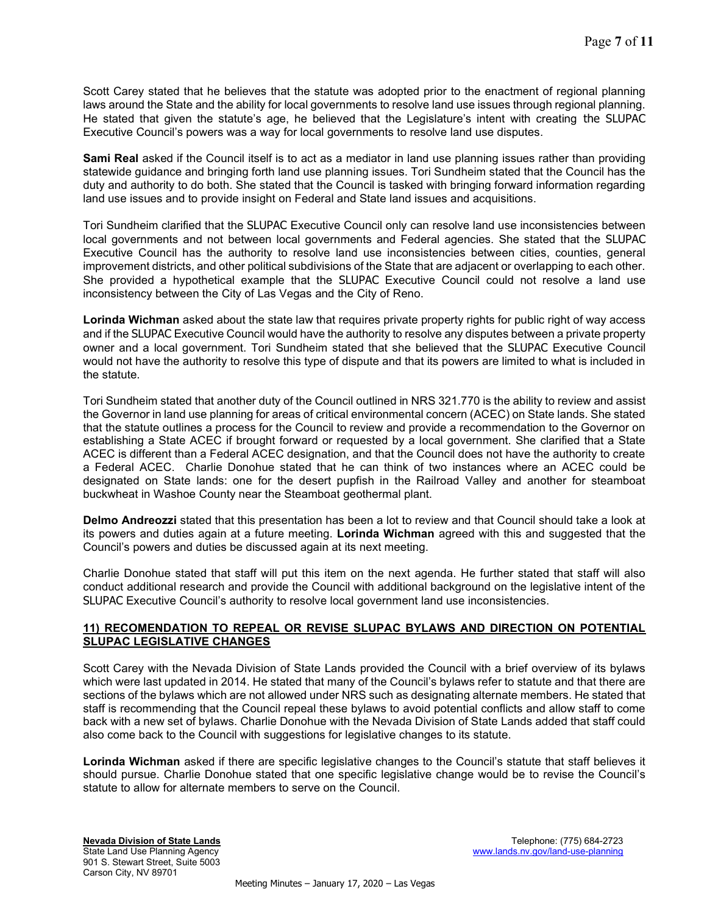Scott Carey stated that he believes that the statute was adopted prior to the enactment of regional planning laws around the State and the ability for local governments to resolve land use issues through regional planning. He stated that given the statute's age, he believed that the Legislature's intent with creating the SLUPAC Executive Council's powers was a way for local governments to resolve land use disputes.

**Sami Real** asked if the Council itself is to act as a mediator in land use planning issues rather than providing statewide guidance and bringing forth land use planning issues. Tori Sundheim stated that the Council has the duty and authority to do both. She stated that the Council is tasked with bringing forward information regarding land use issues and to provide insight on Federal and State land issues and acquisitions.

Tori Sundheim clarified that the SLUPAC Executive Council only can resolve land use inconsistencies between local governments and not between local governments and Federal agencies. She stated that the SLUPAC Executive Council has the authority to resolve land use inconsistencies between cities, counties, general improvement districts, and other political subdivisions of the State that are adjacent or overlapping to each other. She provided a hypothetical example that the SLUPAC Executive Council could not resolve a land use inconsistency between the City of Las Vegas and the City of Reno.

**Lorinda Wichman** asked about the state law that requires private property rights for public right of way access and if the SLUPAC Executive Council would have the authority to resolve any disputes between a private property owner and a local government. Tori Sundheim stated that she believed that the SLUPAC Executive Council would not have the authority to resolve this type of dispute and that its powers are limited to what is included in the statute.

Tori Sundheim stated that another duty of the Council outlined in NRS 321.770 is the ability to review and assist the Governor in land use planning for areas of critical environmental concern (ACEC) on State lands. She stated that the statute outlines a process for the Council to review and provide a recommendation to the Governor on establishing a State ACEC if brought forward or requested by a local government. She clarified that a State ACEC is different than a Federal ACEC designation, and that the Council does not have the authority to create a Federal ACEC. Charlie Donohue stated that he can think of two instances where an ACEC could be designated on State lands: one for the desert pupfish in the Railroad Valley and another for steamboat buckwheat in Washoe County near the Steamboat geothermal plant.

**Delmo Andreozzi** stated that this presentation has been a lot to review and that Council should take a look at its powers and duties again at a future meeting. **Lorinda Wichman** agreed with this and suggested that the Council's powers and duties be discussed again at its next meeting.

Charlie Donohue stated that staff will put this item on the next agenda. He further stated that staff will also conduct additional research and provide the Council with additional background on the legislative intent of the SLUPAC Executive Council's authority to resolve local government land use inconsistencies.

## 11) RECOMENDATION TO REPEAL OR REVISE SLUPAC BYLAWS AND DIRECTION ON POTENTIAL SLUPAC LEGISLATIVE CHANGES

Scott Carey with the Nevada Division of State Lands provided the Council with a brief overview of its bylaws which were last updated in 2014. He stated that many of the Council's bylaws refer to statute and that there are sections of the bylaws which are not allowed under NRS such as designating alternate members. He stated that staff is recommending that the Council repeal these bylaws to avoid potential conflicts and allow staff to come back with a new set of bylaws. Charlie Donohue with the Nevada Division of State Lands added that staff could also come back to the Council with suggestions for legislative changes to its statute.

**Lorinda Wichman** asked if there are specific legislative changes to the Council's statute that staff believes it should pursue. Charlie Donohue stated that one specific legislative change would be to revise the Council's statute to allow for alternate members to serve on the Council.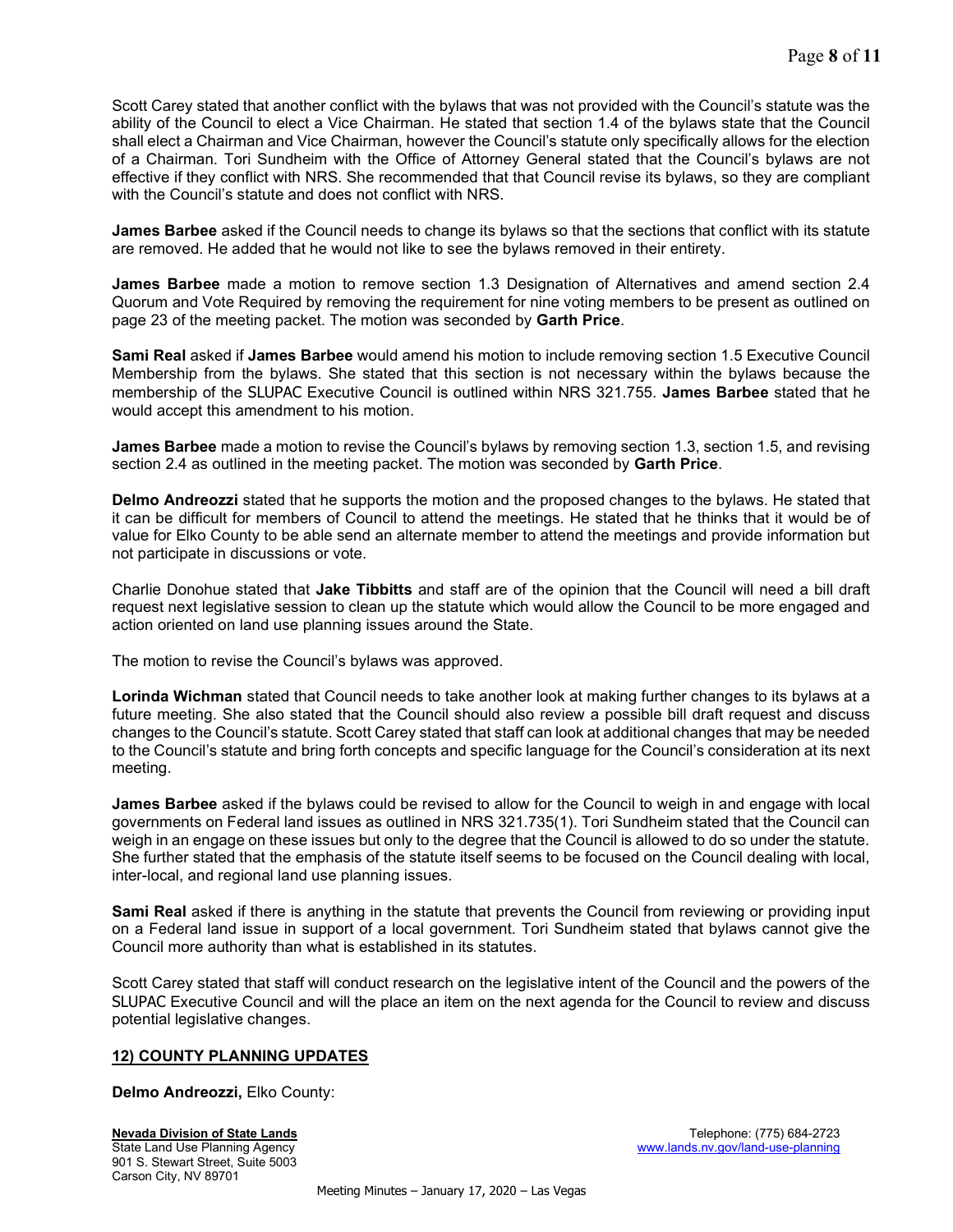Scott Carey stated that another conflict with the bylaws that was not provided with the Council's statute was the ability of the Council to elect a Vice Chairman. He stated that section 1.4 of the bylaws state that the Council shall elect a Chairman and Vice Chairman, however the Council's statute only specifically allows for the election of a Chairman. Tori Sundheim with the Office of Attorney General stated that the Council's bylaws are not effective if they conflict with NRS. She recommended that that Council revise its bylaws, so they are compliant with the Council's statute and does not conflict with NRS.

**James Barbee** asked if the Council needs to change its bylaws so that the sections that conflict with its statute are removed. He added that he would not like to see the bylaws removed in their entirety.

**James Barbee** made a motion to remove section 1.3 Designation of Alternatives and amend section 2.4 Quorum and Vote Required by removing the requirement for nine voting members to be present as outlined on page 23 of the meeting packet. The motion was seconded by **Garth Price**.

**Sami Real** asked if **James Barbee** would amend his motion to include removing section 1.5 Executive Council Membership from the bylaws. She stated that this section is not necessary within the bylaws because the membership of the SLUPAC Executive Council is outlined within NRS 321.755. **James Barbee** stated that he would accept this amendment to his motion.

**James Barbee** made a motion to revise the Council's bylaws by removing section 1.3, section 1.5, and revising section 2.4 as outlined in the meeting packet. The motion was seconded by **Garth Price**.

**Delmo Andreozzi** stated that he supports the motion and the proposed changes to the bylaws. He stated that it can be difficult for members of Council to attend the meetings. He stated that he thinks that it would be of value for Elko County to be able send an alternate member to attend the meetings and provide information but not participate in discussions or vote.

Charlie Donohue stated that **Jake Tibbitts** and staff are of the opinion that the Council will need a bill draft request next legislative session to clean up the statute which would allow the Council to be more engaged and action oriented on land use planning issues around the State.

The motion to revise the Council's bylaws was approved.

**Lorinda Wichman** stated that Council needs to take another look at making further changes to its bylaws at a future meeting. She also stated that the Council should also review a possible bill draft request and discuss changes to the Council's statute. Scott Carey stated that staff can look at additional changes that may be needed to the Council's statute and bring forth concepts and specific language for the Council's consideration at its next meeting.

**James Barbee** asked if the bylaws could be revised to allow for the Council to weigh in and engage with local governments on Federal land issues as outlined in NRS 321.735(1). Tori Sundheim stated that the Council can weigh in an engage on these issues but only to the degree that the Council is allowed to do so under the statute. She further stated that the emphasis of the statute itself seems to be focused on the Council dealing with local, inter-local, and regional land use planning issues.

**Sami Real** asked if there is anything in the statute that prevents the Council from reviewing or providing input on a Federal land issue in support of a local government. Tori Sundheim stated that bylaws cannot give the Council more authority than what is established in its statutes.

Scott Carey stated that staff will conduct research on the legislative intent of the Council and the powers of the SLUPAC Executive Council and will the place an item on the next agenda for the Council to review and discuss potential legislative changes.

## 12) COUNTY PLANNING UPDATES

**Delmo Andreozzi,** Elko County: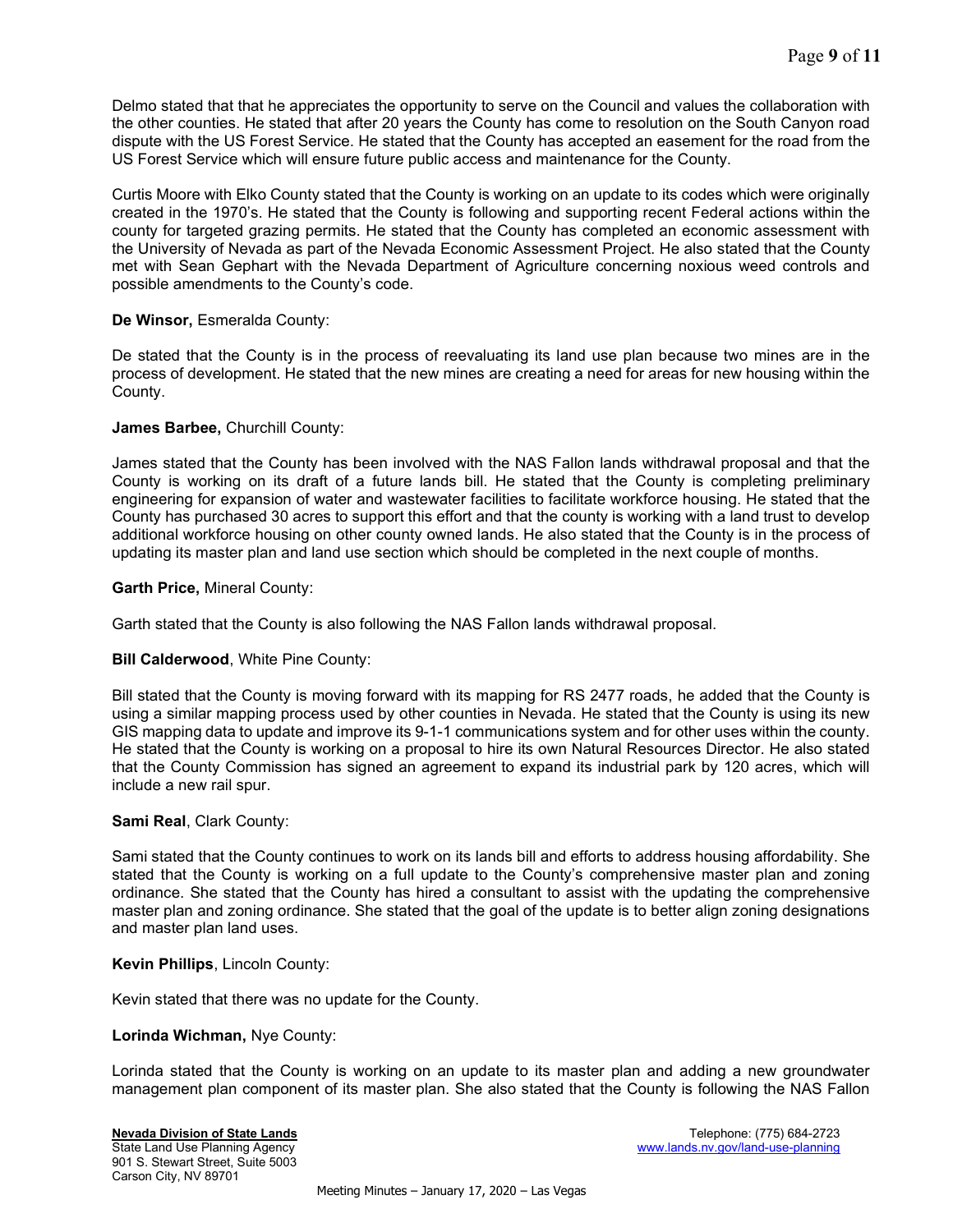Delmo stated that that he appreciates the opportunity to serve on the Council and values the collaboration with the other counties. He stated that after 20 years the County has come to resolution on the South Canyon road dispute with the US Forest Service. He stated that the County has accepted an easement for the road from the US Forest Service which will ensure future public access and maintenance for the County.

Curtis Moore with Elko County stated that the County is working on an update to its codes which were originally created in the 1970's. He stated that the County is following and supporting recent Federal actions within the county for targeted grazing permits. He stated that the County has completed an economic assessment with the University of Nevada as part of the Nevada Economic Assessment Project. He also stated that the County met with Sean Gephart with the Nevada Department of Agriculture concerning noxious weed controls and possible amendments to the County's code.

**De Winsor,** Esmeralda County:

De stated that the County is in the process of reevaluating its land use plan because two mines are in the process of development. He stated that the new mines are creating a need for areas for new housing within the County.

**James Barbee,** Churchill County:

James stated that the County has been involved with the NAS Fallon lands withdrawal proposal and that the County is working on its draft of a future lands bill. He stated that the County is completing preliminary engineering for expansion of water and wastewater facilities to facilitate workforce housing. He stated that the County has purchased 30 acres to support this effort and that the county is working with a land trust to develop additional workforce housing on other county owned lands. He also stated that the County is in the process of updating its master plan and land use section which should be completed in the next couple of months.

**Garth Price,** Mineral County:

Garth stated that the County is also following the NAS Fallon lands withdrawal proposal.

**Bill Calderwood**, White Pine County:

Bill stated that the County is moving forward with its mapping for RS 2477 roads, he added that the County is using a similar mapping process used by other counties in Nevada. He stated that the County is using its new GIS mapping data to update and improve its 9-1-1 communications system and for other uses within the county. He stated that the County is working on a proposal to hire its own Natural Resources Director. He also stated that the County Commission has signed an agreement to expand its industrial park by 120 acres, which will include a new rail spur.

**Sami Real**, Clark County:

Sami stated that the County continues to work on its lands bill and efforts to address housing affordability. She stated that the County is working on a full update to the County's comprehensive master plan and zoning ordinance. She stated that the County has hired a consultant to assist with the updating the comprehensive master plan and zoning ordinance. She stated that the goal of the update is to better align zoning designations and master plan land uses.

**Kevin Phillips**, Lincoln County:

Kevin stated that there was no update for the County.

**Lorinda Wichman,** Nye County:

Lorinda stated that the County is working on an update to its master plan and adding a new groundwater management plan component of its master plan. She also stated that the County is following the NAS Fallon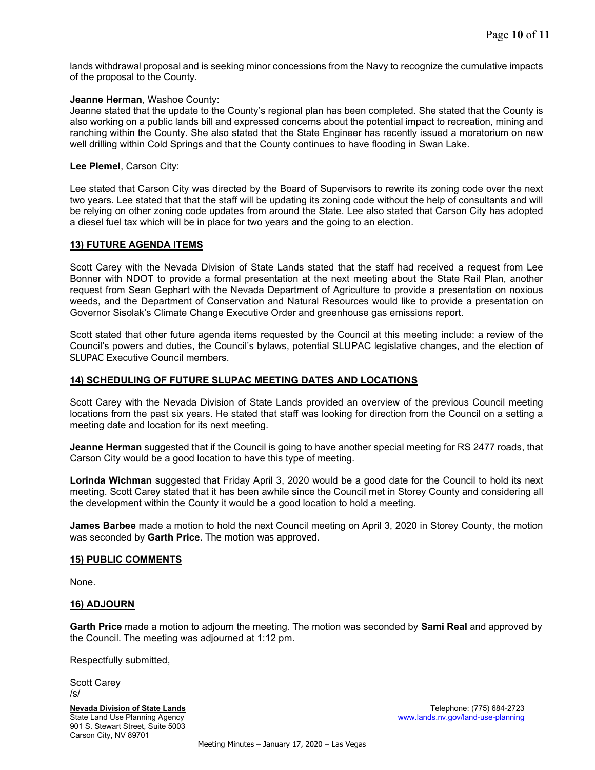lands withdrawal proposal and is seeking minor concessions from the Navy to recognize the cumulative impacts of the proposal to the County.

**Jeanne Herman**, Washoe County:
Jeanne stated that the update to the County's regional plan has been completed. She stated that the County is also working on a public lands bill and expressed concerns about the potential impact to recreation, mining and ranching within the County. She also stated that the State Engineer has recently issued a moratorium on new well drilling within Cold Springs and that the County continues to have flooding in Swan Lake.

**Lee Plemel**, Carson City:

Lee stated that Carson City was directed by the Board of Supervisors to rewrite its zoning code over the next two years. Lee stated that that the staff will be updating its zoning code without the help of consultants and will be relying on other zoning code updates from around the State. Lee also stated that Carson City has adopted a diesel fuel tax which will be in place for two years and the going to an election.

## 13) FUTURE AGENDA ITEMS

Scott Carey with the Nevada Division of State Lands stated that the staff had received a request from Lee Bonner with NDOT to provide a formal presentation at the next meeting about the State Rail Plan, another request from Sean Gephart with the Nevada Department of Agriculture to provide a presentation on noxious weeds, and the Department of Conservation and Natural Resources would like to provide a presentation on Governor Sisolak's Climate Change Executive Order and greenhouse gas emissions report.

Scott stated that other future agenda items requested by the Council at this meeting include: a review of the Council's powers and duties, the Council's bylaws, potential SLUPAC legislative changes, and the election of SLUPAC Executive Council members.

## 14) SCHEDULING OF FUTURE SLUPAC MEETING DATES AND LOCATIONS

Scott Carey with the Nevada Division of State Lands provided an overview of the previous Council meeting locations from the past six years. He stated that staff was looking for direction from the Council on a setting a meeting date and location for its next meeting.

**Jeanne Herman** suggested that if the Council is going to have another special meeting for RS 2477 roads, that Carson City would be a good location to have this type of meeting.

**Lorinda Wichman** suggested that Friday April 3, 2020 would be a good date for the Council to hold its next meeting. Scott Carey stated that it has been awhile since the Council met in Storey County and considering all the development within the County it would be a good location to hold a meeting.

**James Barbee** made a motion to hold the next Council meeting on April 3, 2020 in Storey County, the motion was seconded by **Garth Price.** The motion was approved.

## 15) PUBLIC COMMENTS

None.

## 16) ADJOURN

**Garth Price** made a motion to adjourn the meeting. The motion was seconded by **Sami Real** and approved by the Council. The meeting was adjourned at 1:12 pm.

Respectfully submitted,

Scott Carey
/s/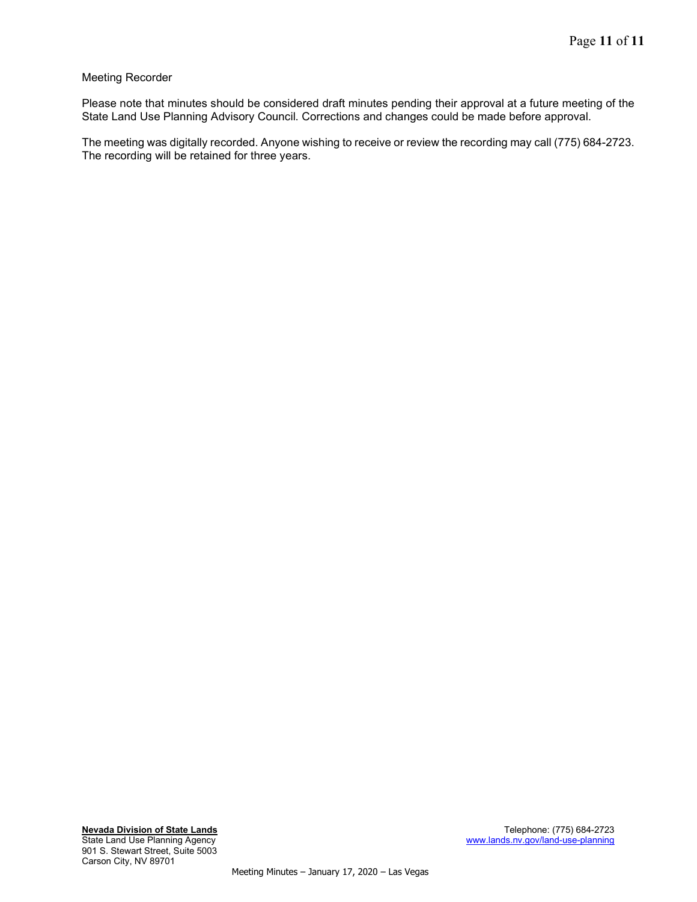Meeting Recorder

Please note that minutes should be considered draft minutes pending their approval at a future meeting of the State Land Use Planning Advisory Council. Corrections and changes could be made before approval.

The meeting was digitally recorded. Anyone wishing to receive or review the recording may call (775) 684-2723. The recording will be retained for three years.